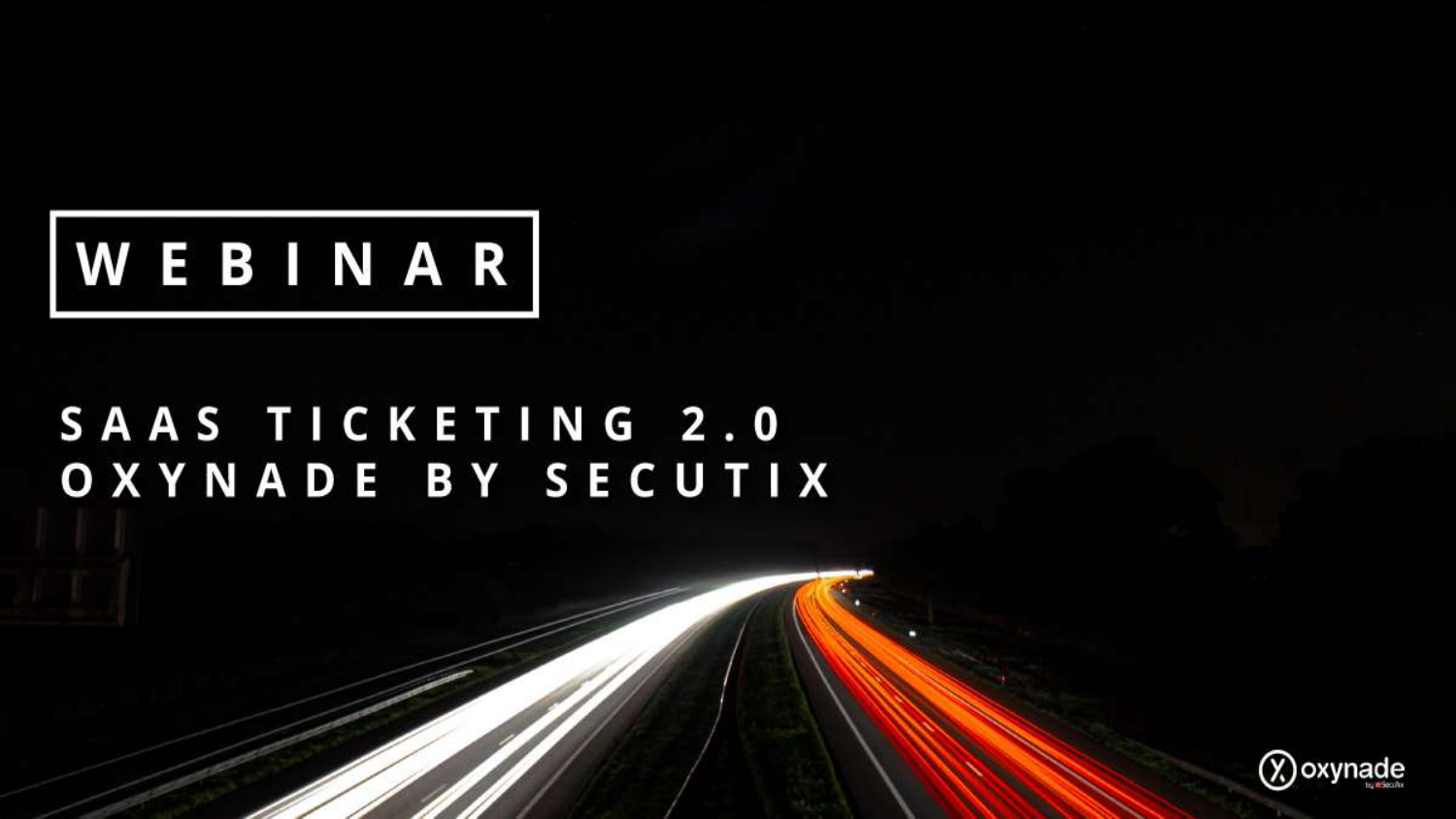# WEBINAR

## SAAS TICKETING 2.0
## OXYNADE BY SECUTIX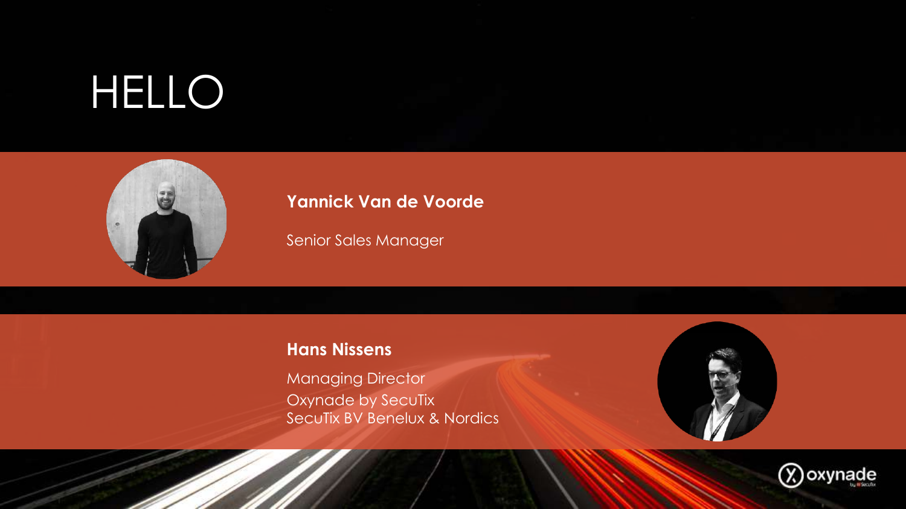# HELLO

**Yannick Van de Voorde**

Senior Sales Manager

**Hans Nissens**

Managing Director
Oxynade by SecuTix
SecuTix BV Benelux & Nordics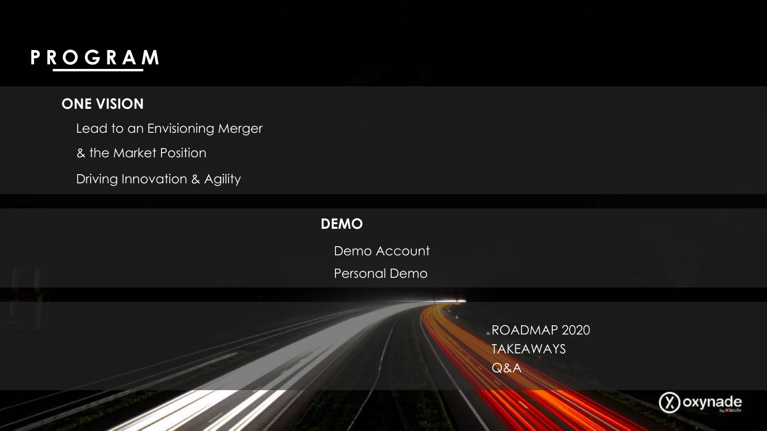# PROGRAM

## ONE VISION

Lead to an Envisioning Merger

& the Market Position

Driving Innovation & Agility

## DEMO

Demo Account

Personal Demo

ROADMAP 2020

TAKEAWAYS

Q&A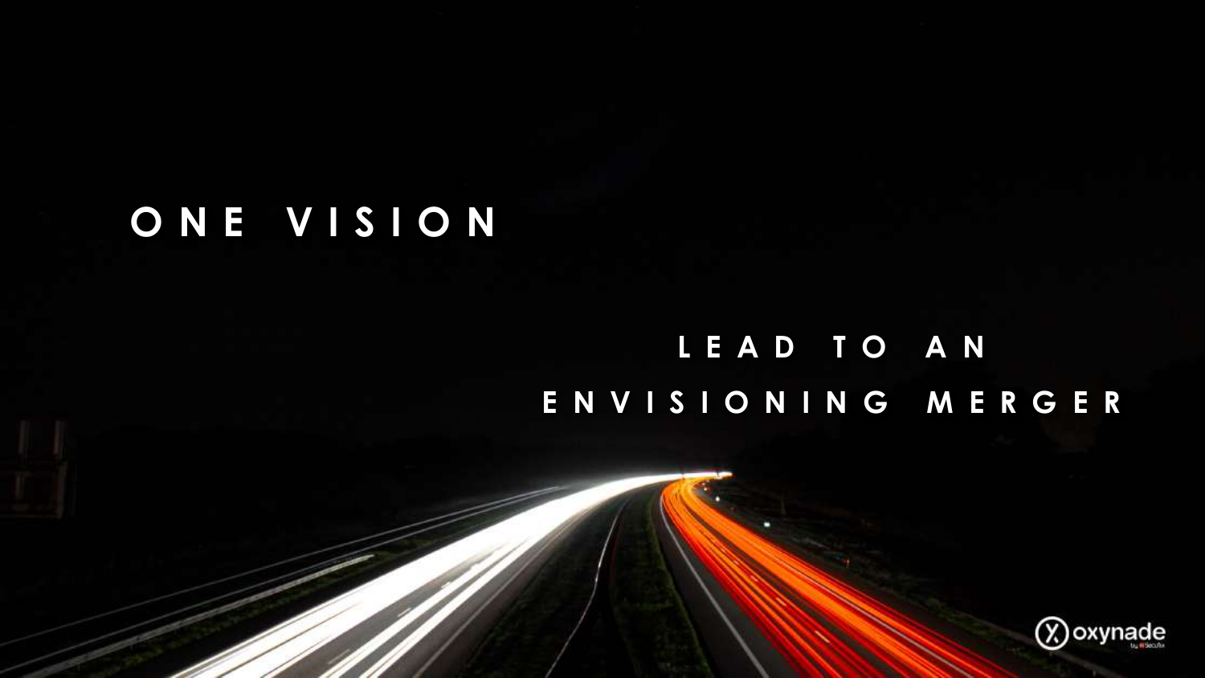# ONE VISION

## LEAD TO AN ENVISIONING MERGER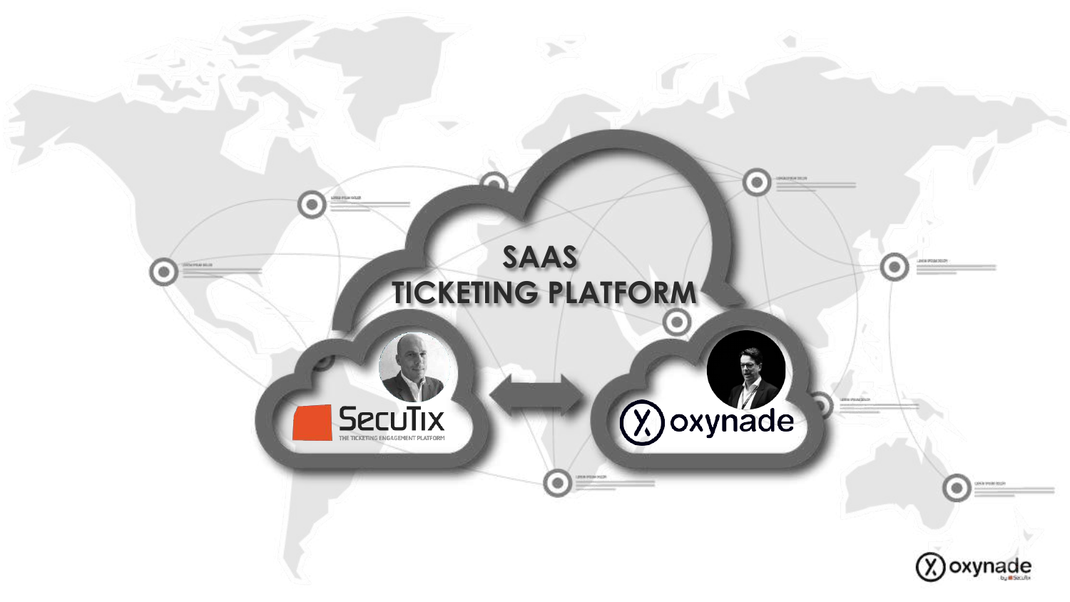SAAS
TICKETING PLATFORM

SecuTix
THE TICKETING ENGAGEMENT PLATFORM

oxynade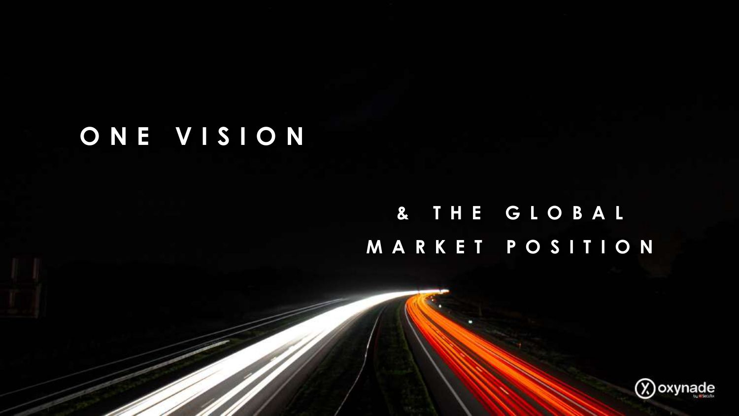# ONE VISION

## & THE GLOBAL MARKET POSITION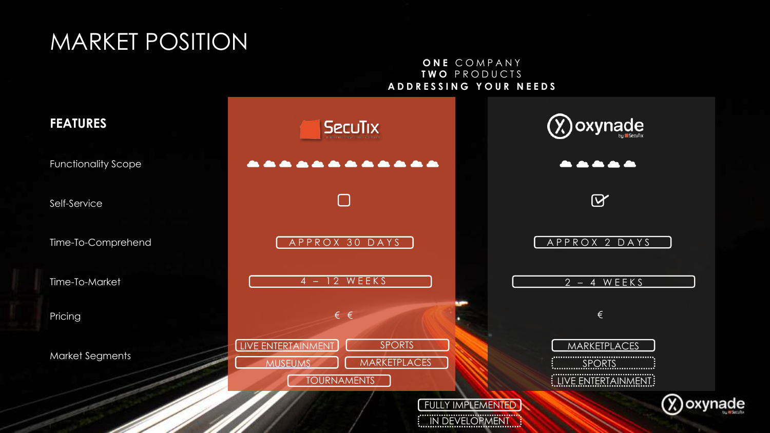# MARKET POSITION

**ONE** COMPANY
**TWO** PRODUCTS
**ADDRESSING YOUR NEEDS**

| FEATURES | SecuTix | oxynade |
| --- | --- | --- |
| Functionality Scope | ☁☁☁☁☁☁☁☁☁☁☁☁ | ☁☁☁☁☁ |
| Self-Service | ☐ | ☑ |
| Time-To-Comprehend | APPROX 30 DAYS | APPROX 2 DAYS |
| Time-To-Market | 4 – 12 WEEKS | 2 – 4 WEEKS |
| Pricing | € € | € |
| Market Segments | LIVE ENTERTAINMENT, SPORTS, MUSEUMS, MARKETPLACES, TOURNAMENTS | MARKETPLACES, SPORTS (in development), LIVE ENTERTAINMENT (in development) |

FULLY IMPLEMENTED
IN DEVELOPMENT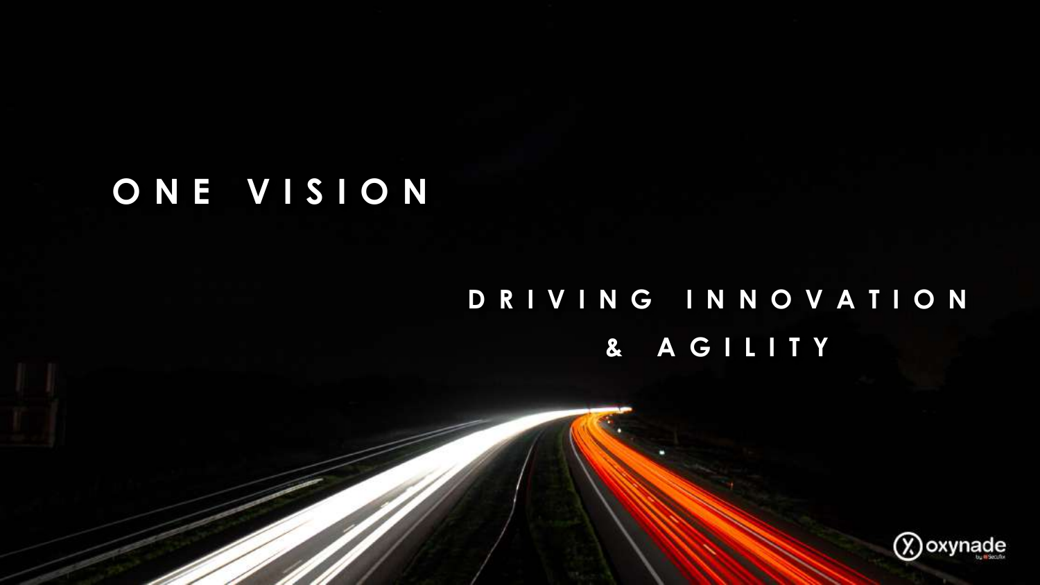# ONE VISION

## DRIVING INNOVATION & AGILITY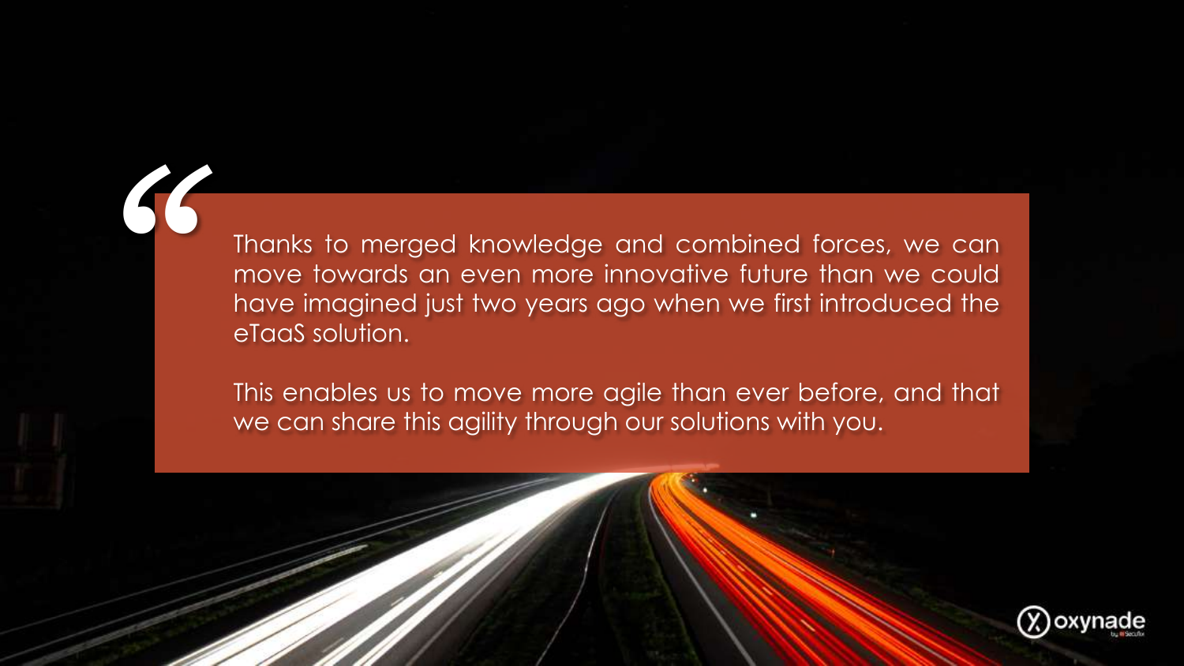> Thanks to merged knowledge and combined forces, we can move towards an even more innovative future than we could have imagined just two years ago when we first introduced the eTaaS solution.
>
> This enables us to move more agile than ever before, and that we can share this agility through our solutions with you.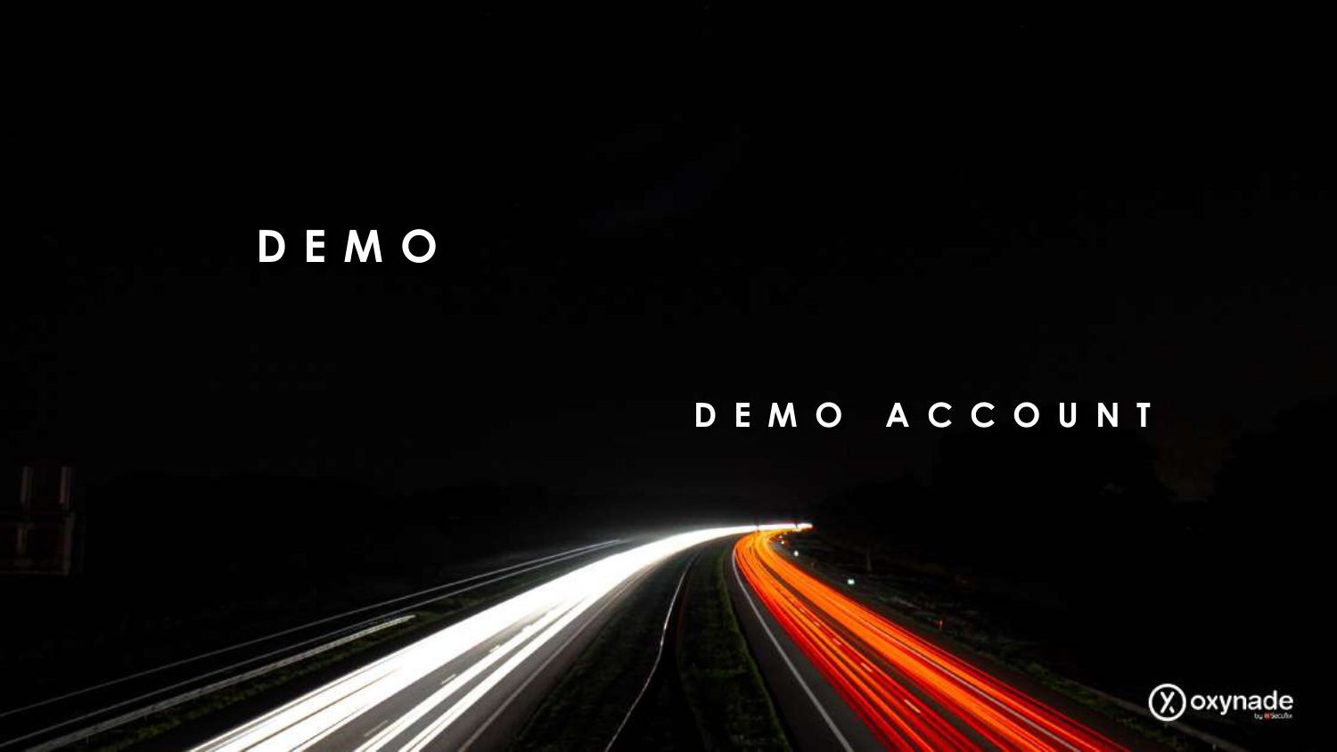# DEMO

## DEMO ACCOUNT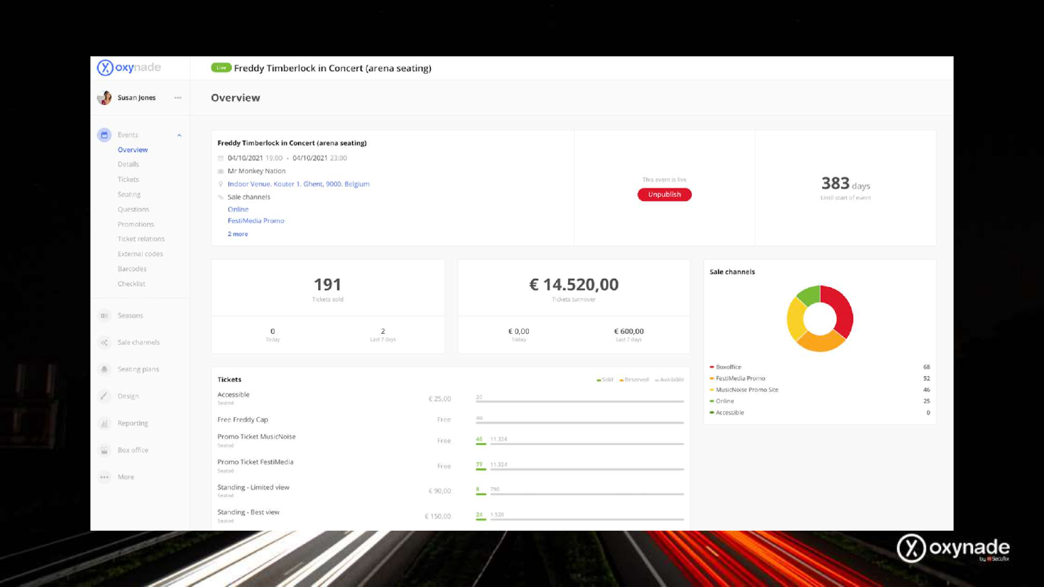oxynade

Live **Freddy Timberlock in Concert (arena seating)**

Susan Jones

- Events
  - Overview
  - Details
  - Tickets
  - Seating
  - Questions
  - Promotions
  - Ticket relations
  - External codes
  - Barcodes
  - Checklist
- Seasons
- Sale channels
- Seating plans
- Design
- Reporting
- Box office
- More

## Overview

**Freddy Timberlock in Concert (arena seating)**

- 04/10/2021 19:00 - 04/10/2021 23:00
- Mr Monkey Nation
- Indoor Venue, Kouter 1, Ghent, 9000, Belgium
- Sale channels
  - Online
  - FestiMedia Promo
  - 2 more

This event is live

Unpublish

**383** days
Until start of event

**191**
Tickets sold

| 0 | 2 |
|---|---|
| Today | Last 7 days |

**€ 14.520,00**
Tickets turnover

| € 0,00 | € 600,00 |
|---|---|
| Today | Last 7 days |

**Sale channels**

| Channel | |
|---|---|
| Boxoffice | 68 |
| FestiMedia Promo | 52 |
| MusicNoise Promo Site | 46 |
| Online | 25 |
| Accessible | 0 |

**Tickets**

Sold · Reserved · Available

| Ticket | Price | Sold | Available |
|---|---|---|---|
| Accessible (Seated) | € 25,00 | | 20 |
| Free Freddy Cap | Free | | ∞ |
| Promo Ticket MusicNoise (Seated) | Free | 46 | 11.324 |
| Promo Ticket FestiMedia (Seated) | Free | 77 | 11.324 |
| Standing - Limited view (Seated) | € 90,00 | 8 | 790 |
| Standing - Best view (Seated) | € 150,00 | 24 | 1.520 |

oxynade by Secutix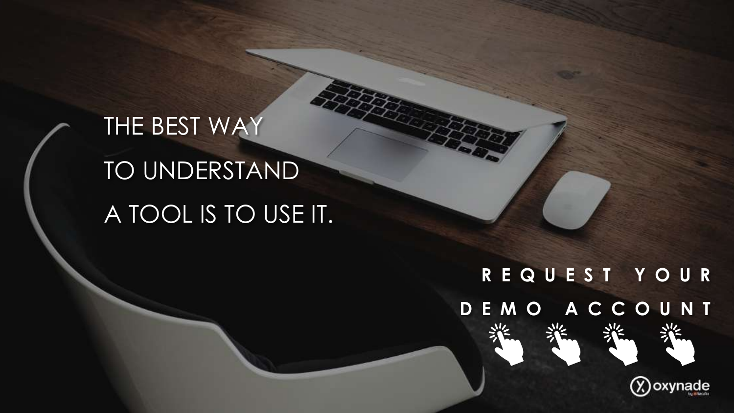THE BEST WAY

TO UNDERSTAND

A TOOL IS TO USE IT.

**REQUEST YOUR DEMO ACCOUNT**

oxynade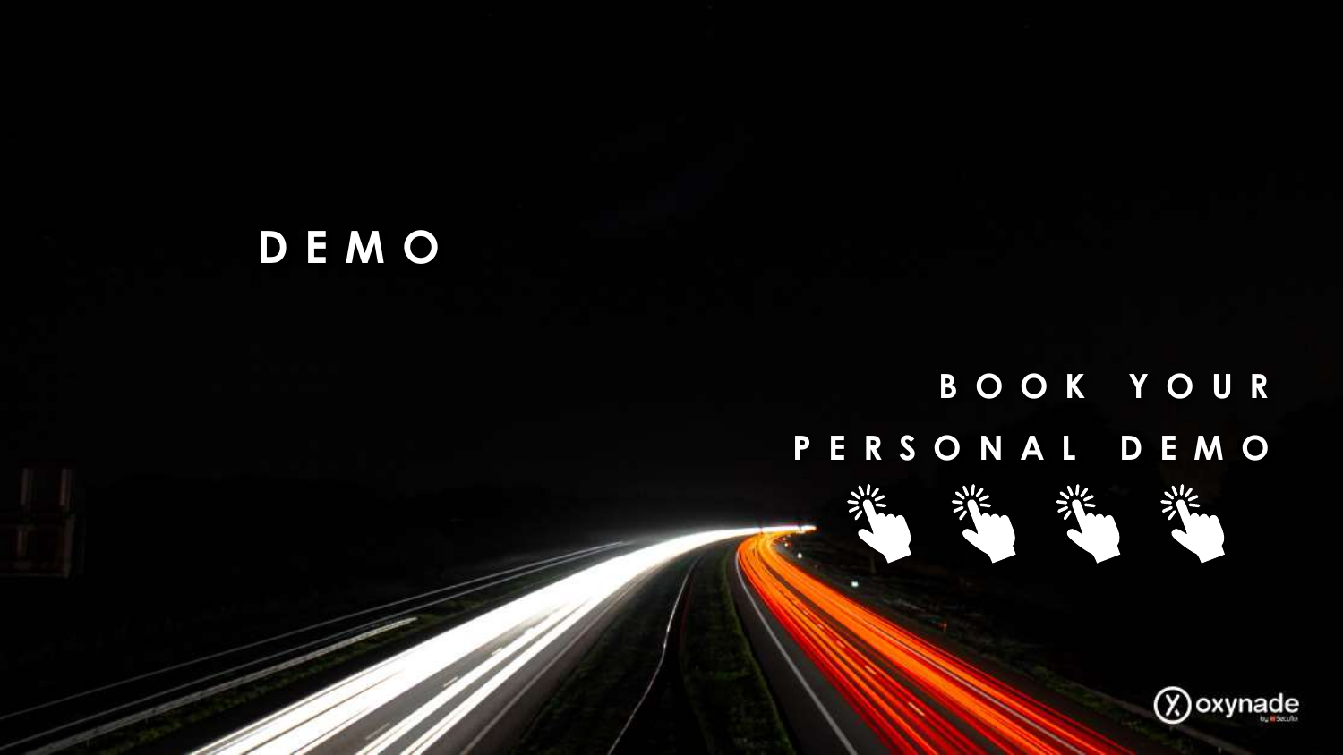# DEMO

**BOOK YOUR PERSONAL DEMO**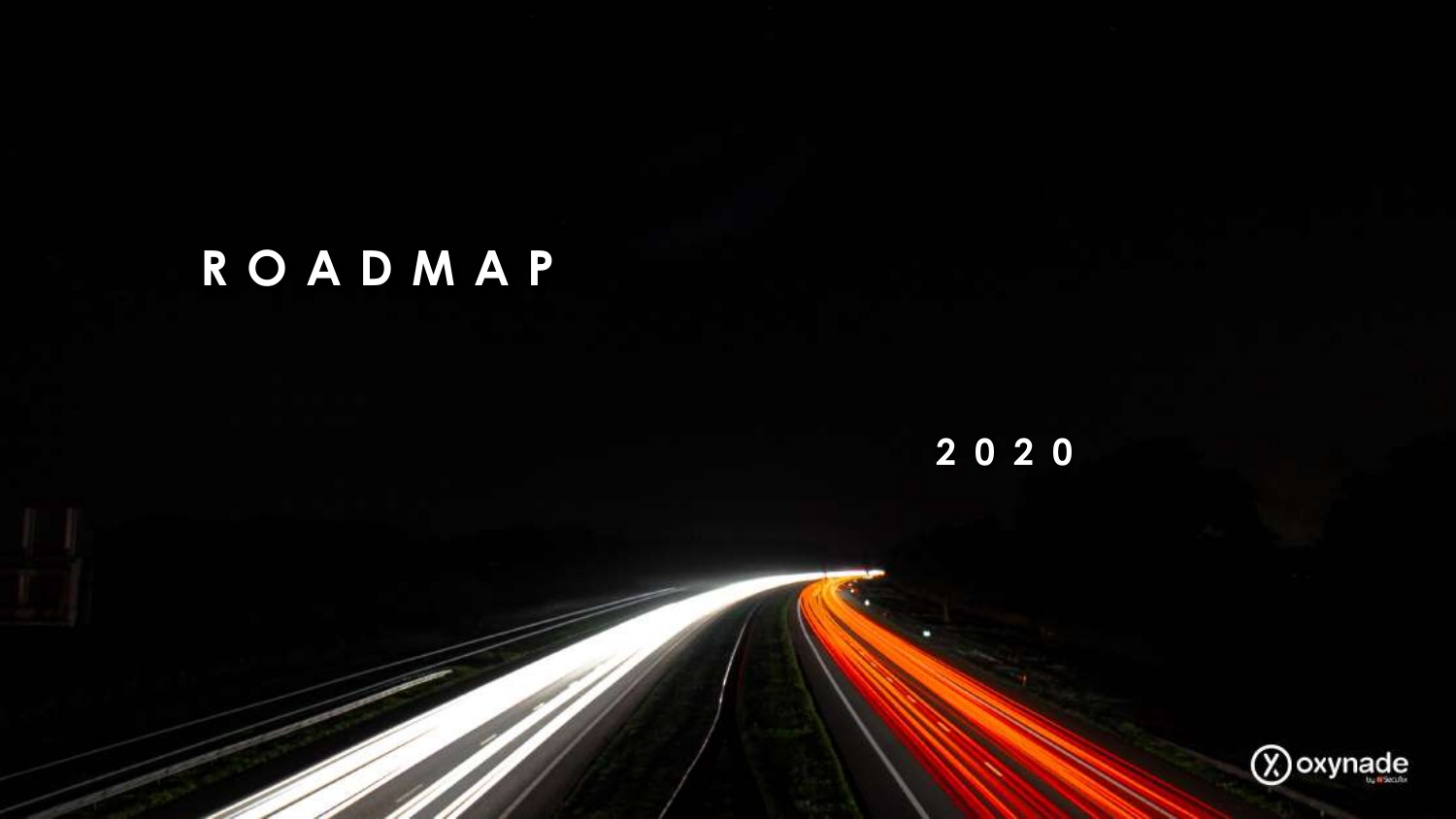# ROADMAP

2020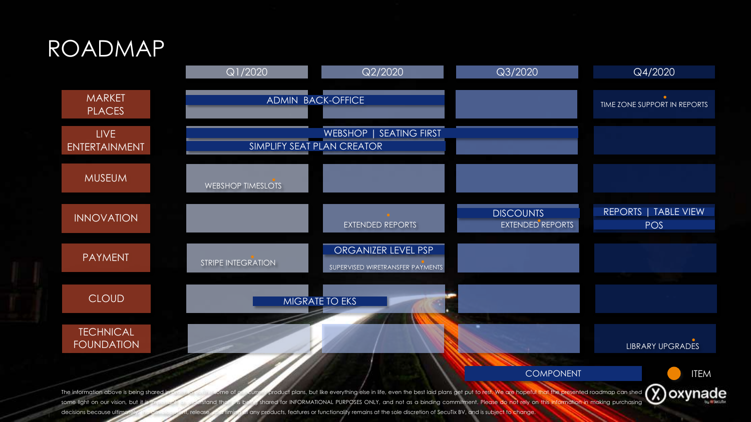# ROADMAP

| | Q1/2020 | Q2/2020 | Q3/2020 | Q4/2020 |
|---|---|---|---|---|
| MARKET PLACES | ADMIN BACK-OFFICE | ADMIN BACK-OFFICE | | TIME ZONE SUPPORT IN REPORTS |
| LIVE ENTERTAINMENT | WEBSHOP \| SEATING FIRST<br>SIMPLIFY SEAT PLAN CREATOR | WEBSHOP \| SEATING FIRST<br>SIMPLIFY SEAT PLAN CREATOR | WEBSHOP \| SEATING FIRST | |
| MUSEUM | WEBSHOP TIMESLOTS | | | |
| INNOVATION | | EXTENDED REPORTS | DISCOUNTS<br>EXTENDED REPORTS | REPORTS \| TABLE VIEW<br>POS |
| PAYMENT | STRIPE INTEGRATION | ORGANIZER LEVEL PSP<br>SUPERVISED WIRETRANSFER PAYMENTS | | |
| CLOUD | MIGRATE TO EKS | MIGRATE TO EKS | | |
| TECHNICAL FOUNDATION | | | | LIBRARY UPGRADES |

Legend: COMPONENT ● ITEM

The information above is being shared in order to outline some of our current product plans, but like everything else in life, even the best laid plans get put to rest. We are hopeful that the presented roadmap can shed some light on our vision, but it is important to understand that it is being shared for INFORMATIONAL PURPOSES ONLY, and not as a binding commitment. Please do not rely on this information in making purchasing decisions because ultimately the development, release, and timing of any products, features or functionality remains at the sole discretion of SecuTix BV, and is subject to change.

oxynade by SecuTix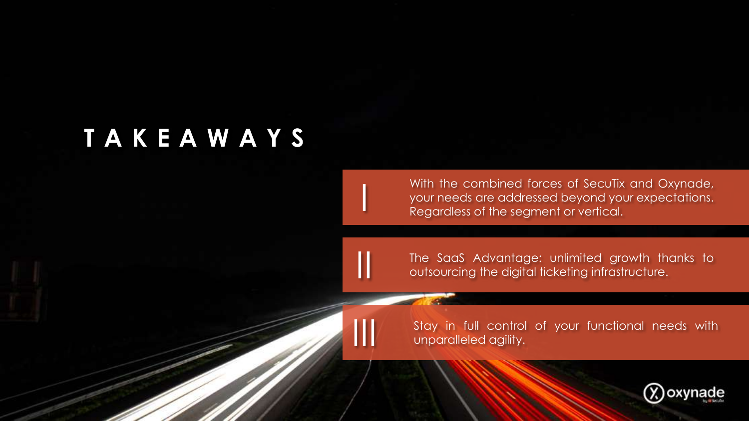# TAKEAWAYS

**I** — With the combined forces of SecuTix and Oxynade, your needs are addressed beyond your expectations. Regardless of the segment or vertical.

**II** — The SaaS Advantage: unlimited growth thanks to outsourcing the digital ticketing infrastructure.

**III** — Stay in full control of your functional needs with unparalleled agility.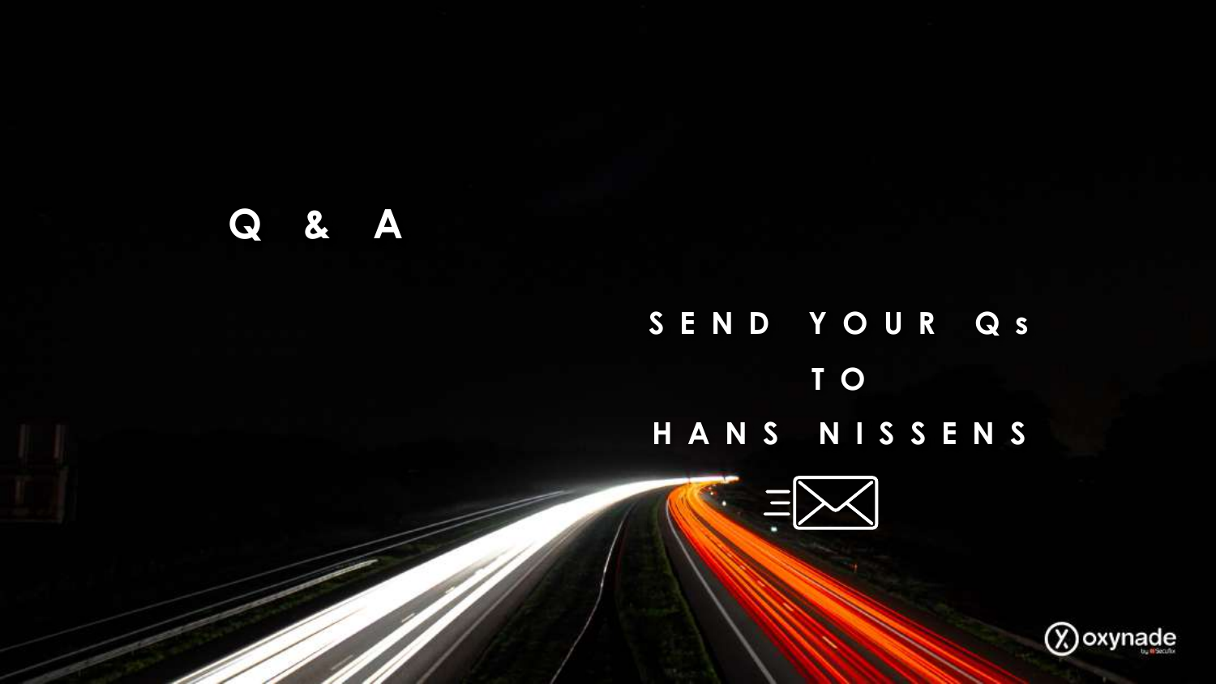# Q & A

SEND YOUR Qs

TO

HANS NISSENS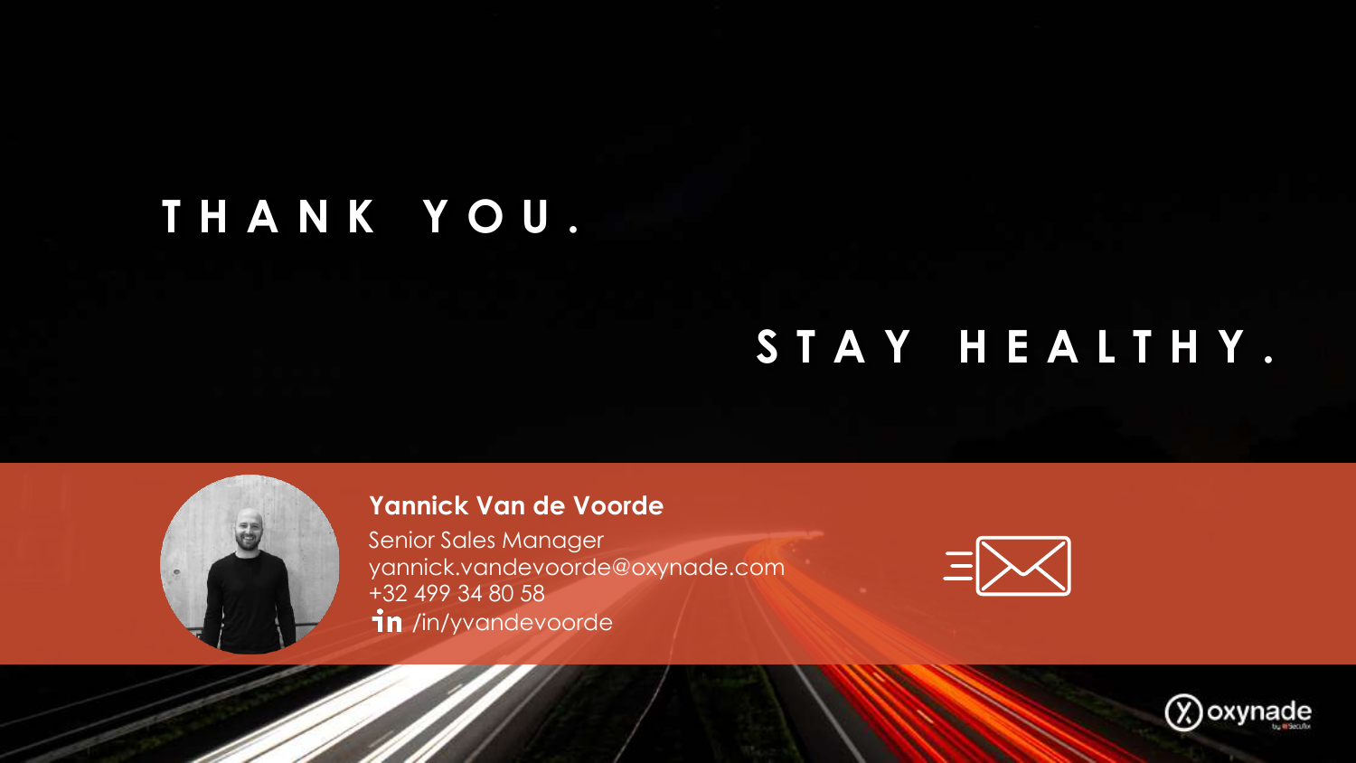# THANK YOU.

# STAY HEALTHY.

**Yannick Van de Voorde**

Senior Sales Manager

yannick.vandevoorde@oxynade.com

+32 499 34 80 58

in /in/yvandevoorde

oxynade